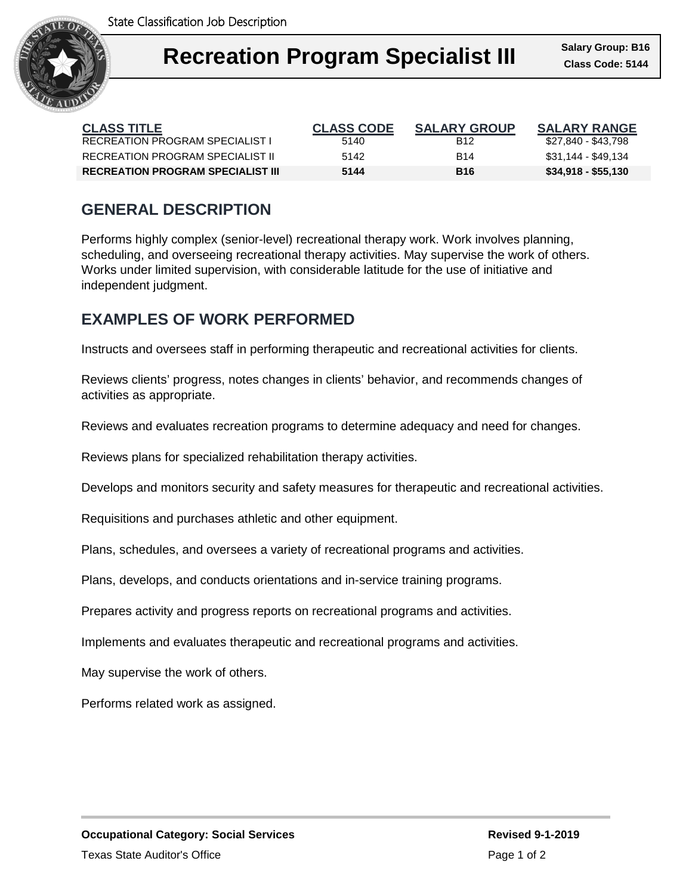State Classification Job Description

# Recreation Program Specialist III

**Salary Group: B16**
**Class Code: 5144**

| CLASS TITLE | CLASS CODE | SALARY GROUP | SALARY RANGE |
|---|---|---|---|
| RECREATION PROGRAM SPECIALIST I | 5140 | B12 | $27,840 - $43,798 |
| RECREATION PROGRAM SPECIALIST II | 5142 | B14 | $31,144 - $49,134 |
| **RECREATION PROGRAM SPECIALIST III** | **5144** | **B16** | **$34,918 - $55,130** |

## GENERAL DESCRIPTION

Performs highly complex (senior-level) recreational therapy work. Work involves planning, scheduling, and overseeing recreational therapy activities. May supervise the work of others. Works under limited supervision, with considerable latitude for the use of initiative and independent judgment.

## EXAMPLES OF WORK PERFORMED

Instructs and oversees staff in performing therapeutic and recreational activities for clients.

Reviews clients' progress, notes changes in clients' behavior, and recommends changes of activities as appropriate.

Reviews and evaluates recreation programs to determine adequacy and need for changes.

Reviews plans for specialized rehabilitation therapy activities.

Develops and monitors security and safety measures for therapeutic and recreational activities.

Requisitions and purchases athletic and other equipment.

Plans, schedules, and oversees a variety of recreational programs and activities.

Plans, develops, and conducts orientations and in-service training programs.

Prepares activity and progress reports on recreational programs and activities.

Implements and evaluates therapeutic and recreational programs and activities.

May supervise the work of others.

Performs related work as assigned.

**Occupational Category: Social Services**

**Revised 9-1-2019**

Texas State Auditor's Office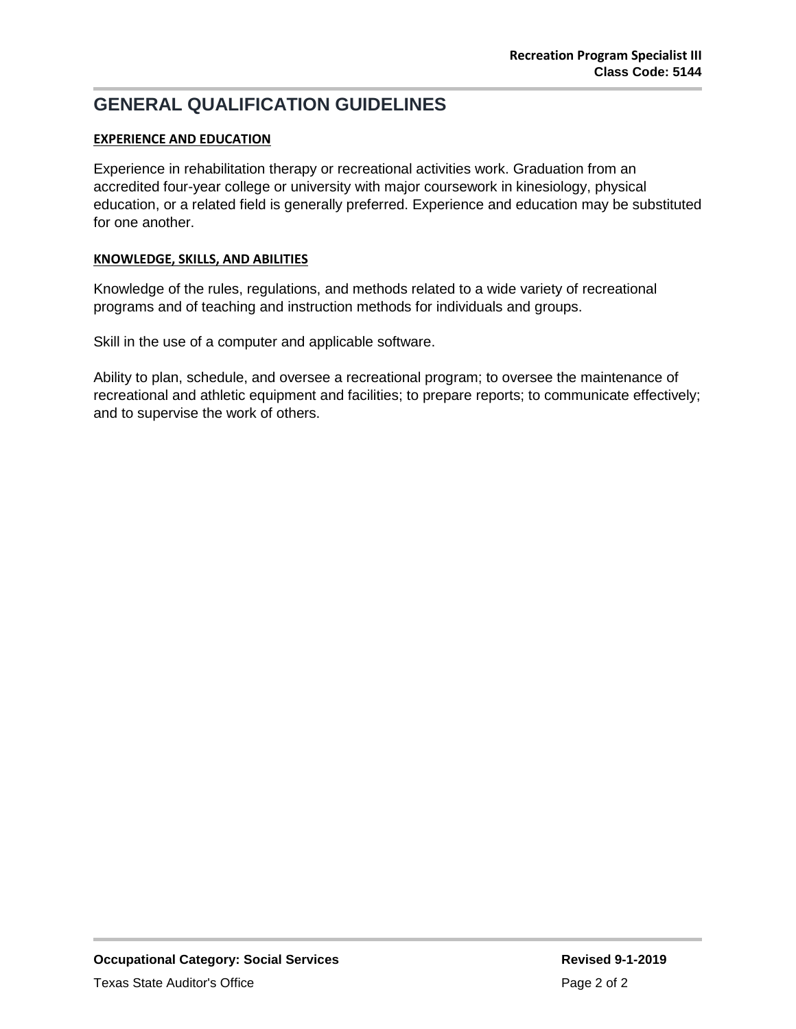# GENERAL QUALIFICATION GUIDELINES

## EXPERIENCE AND EDUCATION

Experience in rehabilitation therapy or recreational activities work. Graduation from an accredited four-year college or university with major coursework in kinesiology, physical education, or a related field is generally preferred. Experience and education may be substituted for one another.

## KNOWLEDGE, SKILLS, AND ABILITIES

Knowledge of the rules, regulations, and methods related to a wide variety of recreational programs and of teaching and instruction methods for individuals and groups.

Skill in the use of a computer and applicable software.

Ability to plan, schedule, and oversee a recreational program; to oversee the maintenance of recreational and athletic equipment and facilities; to prepare reports; to communicate effectively; and to supervise the work of others.